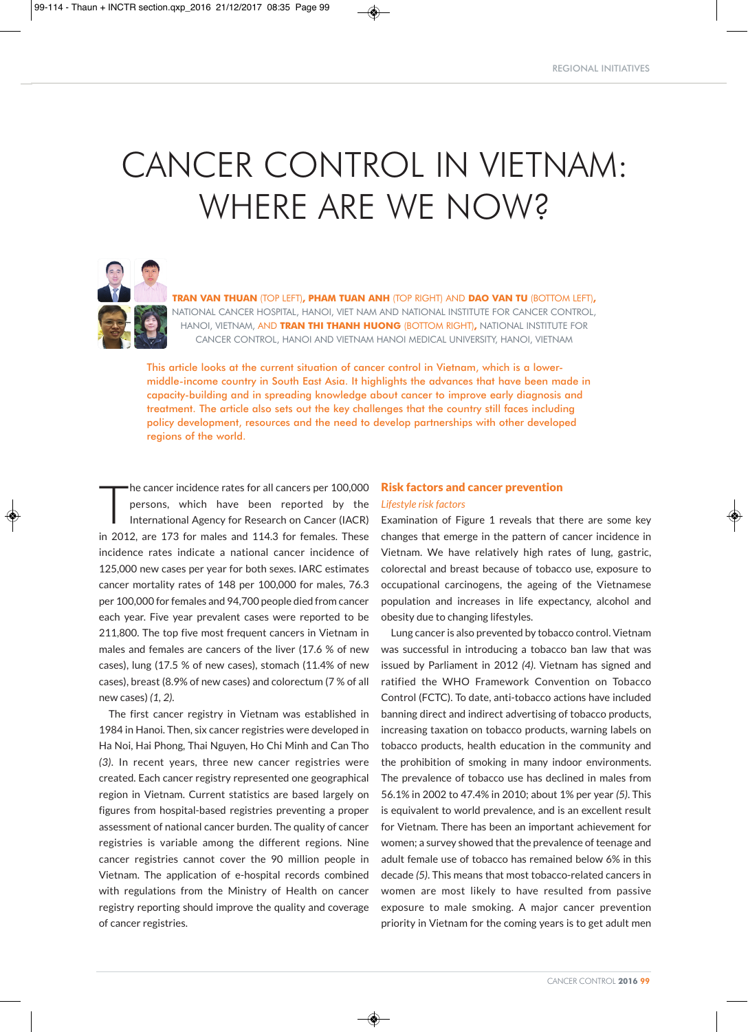# CANCER CONTROL IN VIETNAM: WHERE ARE WE NOW?

**TRAN VAN THUAN** (TOP LEFT)**, PHAM TUAN ANH** (TOP RIGHT) AND **DAO VAN TU** (BOTTOM LEFT)**,** NATIONAL CANCER HOSPITAL, HANOI, VIET NAM AND NATIONAL INSTITUTE FOR CANCER CONTROL, HANOI, VIETNAM, AND **TRAN THI THANH HUONG** (BOTTOM RIGHT)**,** NATIONAL INSTITUTE FOR CANCER CONTROL, HANOI AND VIETNAM HANOI MEDICAL UNIVERSITY, HANOI, VIETNAM

This article looks at the current situation of cancer control in Vietnam, which is a lower-middle-income country in South East Asia. It highlights the advances that have been made in capacity-building and in spreading knowledge about cancer to improve early diagnosis and treatment. The article also sets out the key challenges that the country still faces including policy development, resources and the need to develop partnerships with other developed regions of the world.

The cancer incidence rates for all cancers per 100,000 persons, which have been reported by the International Agency for Research on Cancer (IACR) in 2012, are 173 for males and 114.3 for females. These incidence rates indicate a national cancer incidence of 125,000 new cases per year for both sexes. IARC estimates cancer mortality rates of 148 per 100,000 for males, 76.3 per 100,000 for females and 94,700 people died from cancer each year. Five year prevalent cases were reported to be 211,800. The top five most frequent cancers in Vietnam in males and females are cancers of the liver (17.6 % of new cases), lung (17.5 % of new cases), stomach (11.4% of new cases), breast (8.9% of new cases) and colorectum (7 % of all new cases) *(1, 2)*.

The first cancer registry in Vietnam was established in 1984 in Hanoi. Then, six cancer registries were developed in Ha Noi, Hai Phong, Thai Nguyen, Ho Chi Minh and Can Tho *(3)*. In recent years, three new cancer registries were created. Each cancer registry represented one geographical region in Vietnam. Current statistics are based largely on figures from hospital-based registries preventing a proper assessment of national cancer burden. The quality of cancer registries is variable among the different regions. Nine cancer registries cannot cover the 90 million people in Vietnam. The application of e-hospital records combined with regulations from the Ministry of Health on cancer registry reporting should improve the quality and coverage of cancer registries.

## Risk factors and cancer prevention

### *Lifestyle risk factors*

Examination of Figure 1 reveals that there are some key changes that emerge in the pattern of cancer incidence in Vietnam. We have relatively high rates of lung, gastric, colorectal and breast because of tobacco use, exposure to occupational carcinogens, the ageing of the Vietnamese population and increases in life expectancy, alcohol and obesity due to changing lifestyles.

Lung cancer is also prevented by tobacco control. Vietnam was successful in introducing a tobacco ban law that was issued by Parliament in 2012 *(4)*. Vietnam has signed and ratified the WHO Framework Convention on Tobacco Control (FCTC). To date, anti-tobacco actions have included banning direct and indirect advertising of tobacco products, increasing taxation on tobacco products, warning labels on tobacco products, health education in the community and the prohibition of smoking in many indoor environments. The prevalence of tobacco use has declined in males from 56.1% in 2002 to 47.4% in 2010; about 1% per year *(5)*. This is equivalent to world prevalence, and is an excellent result for Vietnam. There has been an important achievement for women; a survey showed that the prevalence of teenage and adult female use of tobacco has remained below 6% in this decade *(5)*. This means that most tobacco-related cancers in women are most likely to have resulted from passive exposure to male smoking. A major cancer prevention priority in Vietnam for the coming years is to get adult men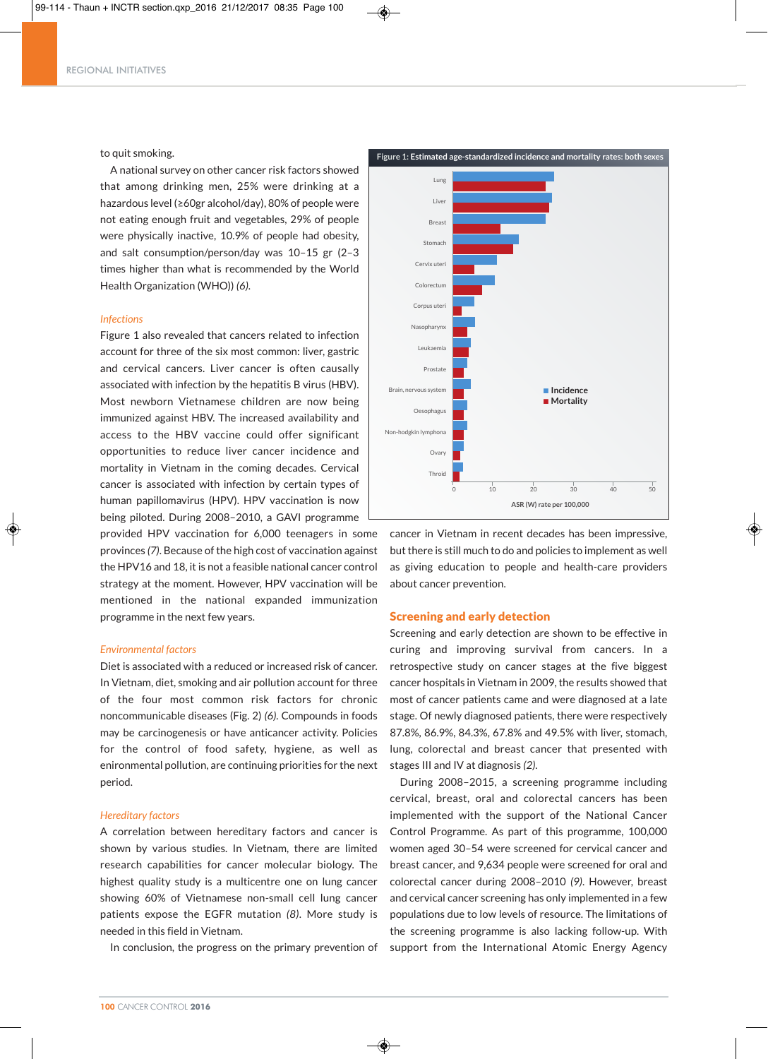to quit smoking.

A national survey on other cancer risk factors showed that among drinking men, 25% were drinking at a hazardous level (≥60gr alcohol/day), 80% of people were not eating enough fruit and vegetables, 29% of people were physically inactive, 10.9% of people had obesity, and salt consumption/person/day was 10–15 gr (2–3 times higher than what is recommended by the World Health Organization (WHO)) *(6)*.

### *Infections*

Figure 1 also revealed that cancers related to infection account for three of the six most common: liver, gastric and cervical cancers. Liver cancer is often causally associated with infection by the hepatitis B virus (HBV). Most newborn Vietnamese children are now being immunized against HBV. The increased availability and access to the HBV vaccine could offer significant opportunities to reduce liver cancer incidence and mortality in Vietnam in the coming decades. Cervical cancer is associated with infection by certain types of human papillomavirus (HPV). HPV vaccination is now being piloted. During 2008–2010, a GAVI programme provided HPV vaccination for 6,000 teenagers in some provinces *(7)*. Because of the high cost of vaccination against the HPV16 and 18, it is not a feasible national cancer control strategy at the moment. However, HPV vaccination will be mentioned in the national expanded immunization programme in the next few years.

**Figure 1: Estimated age-standardized incidence and mortality rates: both sexes**

### *Environmental factors*

Diet is associated with a reduced or increased risk of cancer. In Vietnam, diet, smoking and air pollution account for three of the four most common risk factors for chronic noncommunicable diseases (Fig. 2) *(6)*. Compounds in foods may be carcinogenesis or have anticancer activity. Policies for the control of food safety, hygiene, as well as enironmental pollution, are continuing priorities for the next period.

### *Hereditary factors*

A correlation between hereditary factors and cancer is shown by various studies. In Vietnam, there are limited research capabilities for cancer molecular biology. The highest quality study is a multicentre one on lung cancer showing 60% of Vietnamese non-small cell lung cancer patients expose the EGFR mutation *(8)*. More study is needed in this field in Vietnam.

In conclusion, the progress on the primary prevention of cancer in Vietnam in recent decades has been impressive, but there is still much to do and policies to implement as well as giving education to people and health-care providers about cancer prevention.

## Screening and early detection

Screening and early detection are shown to be effective in curing and improving survival from cancers. In a retrospective study on cancer stages at the five biggest cancer hospitals in Vietnam in 2009, the results showed that most of cancer patients came and were diagnosed at a late stage. Of newly diagnosed patients, there were respectively 87.8%, 86.9%, 84.3%, 67.8% and 49.5% with liver, stomach, lung, colorectal and breast cancer that presented with stages III and IV at diagnosis *(2)*.

During 2008–2015, a screening programme including cervical, breast, oral and colorectal cancers has been implemented with the support of the National Cancer Control Programme. As part of this programme, 100,000 women aged 30–54 were screened for cervical cancer and breast cancer, and 9,634 people were screened for oral and colorectal cancer during 2008–2010 *(9)*. However, breast and cervical cancer screening has only implemented in a few populations due to low levels of resource. The limitations of the screening programme is also lacking follow-up. With support from the International Atomic Energy Agency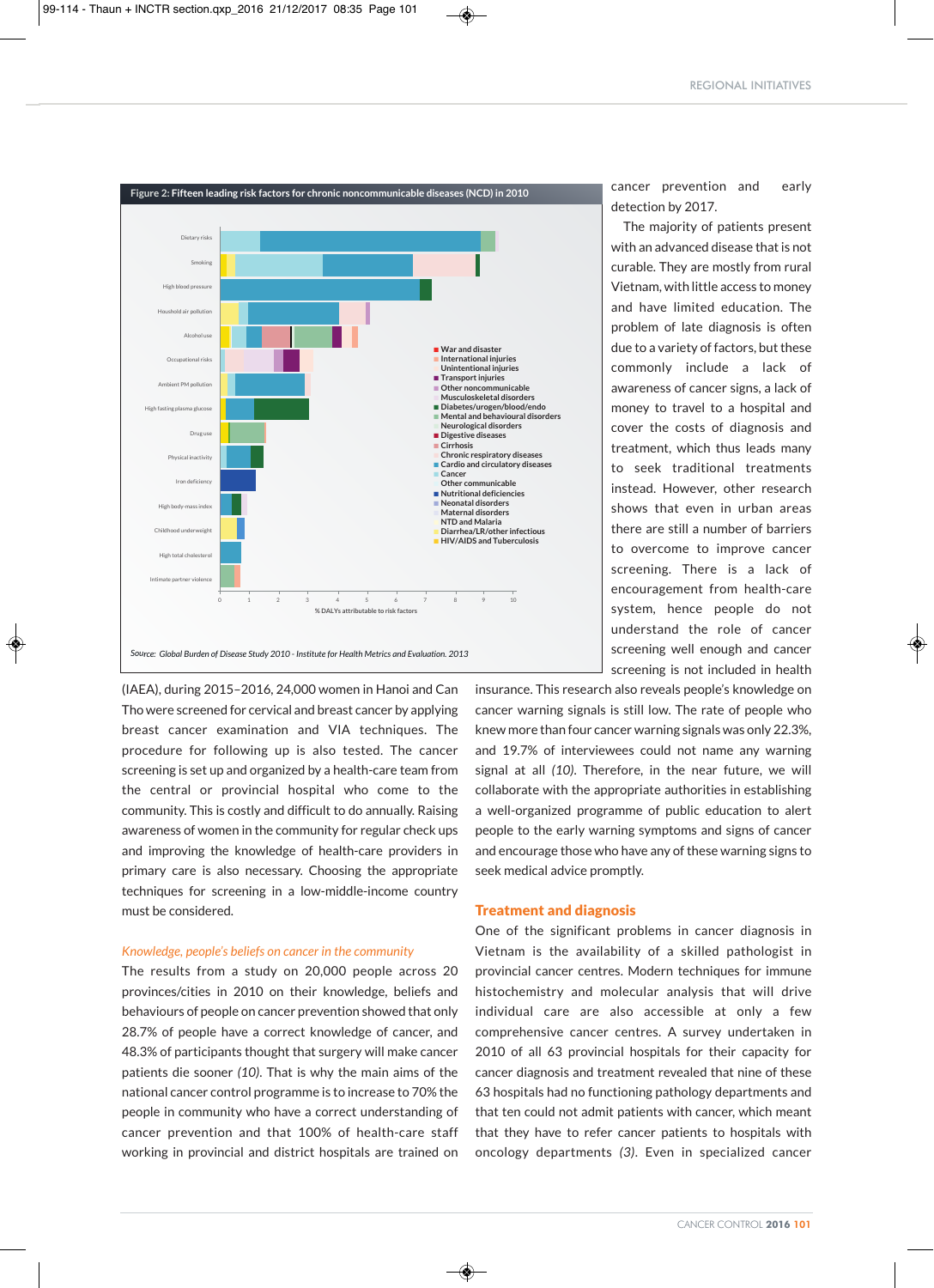Figure 2: Fifteen leading risk factors for chronic noncommunicable diseases (NCD) in 2010

Source: *Global Burden of Disease Study 2010 - Institute for Health Metrics and Evaluation. 2013*

cancer prevention and early detection by 2017.

The majority of patients present with an advanced disease that is not curable. They are mostly from rural Vietnam, with little access to money and have limited education. The problem of late diagnosis is often due to a variety of factors, but these commonly include a lack of awareness of cancer signs, a lack of money to travel to a hospital and cover the costs of diagnosis and treatment, which thus leads many to seek traditional treatments instead. However, other research shows that even in urban areas there are still a number of barriers to overcome to improve cancer screening. There is a lack of encouragement from health-care system, hence people do not understand the role of cancer screening well enough and cancer screening is not included in health insurance. This research also reveals people's knowledge on cancer warning signals is still low. The rate of people who knew more than four cancer warning signals was only 22.3%, and 19.7% of interviewees could not name any warning signal at all *(10)*. Therefore, in the near future, we will collaborate with the appropriate authorities in establishing a well-organized programme of public education to alert people to the early warning symptoms and signs of cancer and encourage those who have any of these warning signs to seek medical advice promptly.

(IAEA), during 2015–2016, 24,000 women in Hanoi and Can Tho were screened for cervical and breast cancer by applying breast cancer examination and VIA techniques. The procedure for following up is also tested. The cancer screening is set up and organized by a health-care team from the central or provincial hospital who come to the community. This is costly and difficult to do annually. Raising awareness of women in the community for regular check ups and improving the knowledge of health-care providers in primary care is also necessary. Choosing the appropriate techniques for screening in a low-middle-income country must be considered.

### *Knowledge, people's beliefs on cancer in the community*

The results from a study on 20,000 people across 20 provinces/cities in 2010 on their knowledge, beliefs and behaviours of people on cancer prevention showed that only 28.7% of people have a correct knowledge of cancer, and 48.3% of participants thought that surgery will make cancer patients die sooner *(10)*. That is why the main aims of the national cancer control programme is to increase to 70% the people in community who have a correct understanding of cancer prevention and that 100% of health-care staff working in provincial and district hospitals are trained on

## Treatment and diagnosis

One of the significant problems in cancer diagnosis in Vietnam is the availability of a skilled pathologist in provincial cancer centres. Modern techniques for immune histochemistry and molecular analysis that will drive individual care are also accessible at only a few comprehensive cancer centres. A survey undertaken in 2010 of all 63 provincial hospitals for their capacity for cancer diagnosis and treatment revealed that nine of these 63 hospitals had no functioning pathology departments and that ten could not admit patients with cancer, which meant that they have to refer cancer patients to hospitals with oncology departments *(3)*. Even in specialized cancer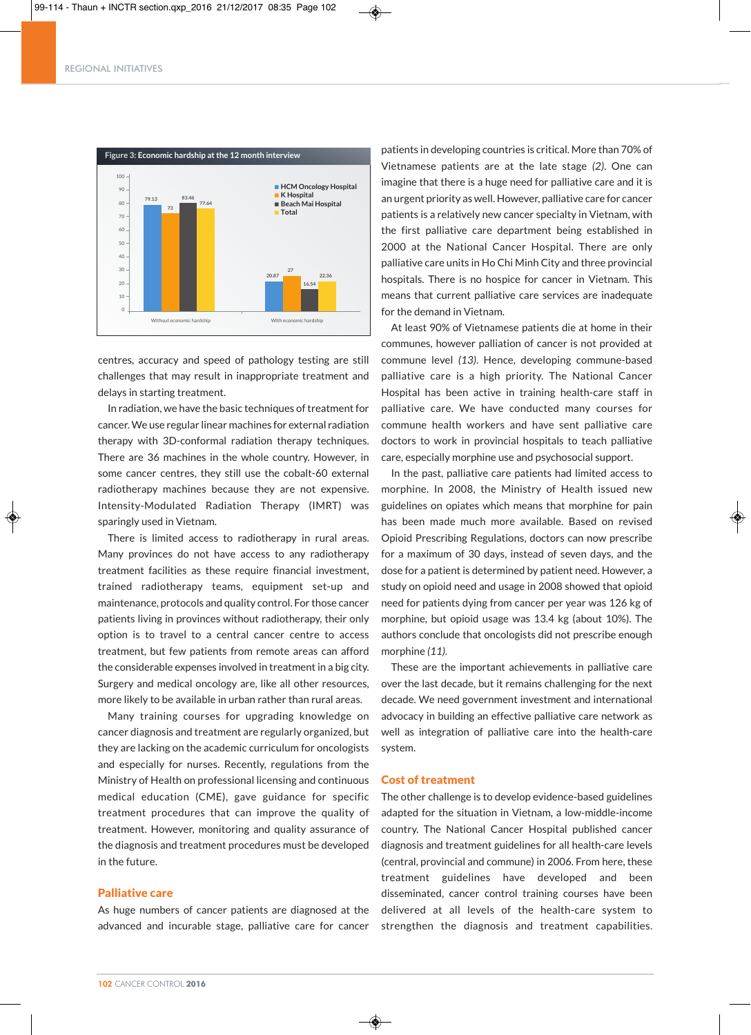Figure 3: Economic hardship at the 12 month interview

| | HCM Oncology Hospital | K Hospital | Beach Mai Hospital | Total |
|---|---|---|---|---|
| Without economic hardship | 79.13 | 73 | 83.46 | 77.64 |
| With economic hardship | 20.87 | 27 | 16.54 | 22.36 |

centres, accuracy and speed of pathology testing are still challenges that may result in inappropriate treatment and delays in starting treatment.

In radiation, we have the basic techniques of treatment for cancer. We use regular linear machines for external radiation therapy with 3D-conformal radiation therapy techniques. There are 36 machines in the whole country. However, in some cancer centres, they still use the cobalt-60 external radiotherapy machines because they are not expensive. Intensity-Modulated Radiation Therapy (IMRT) was sparingly used in Vietnam.

There is limited access to radiotherapy in rural areas. Many provinces do not have access to any radiotherapy treatment facilities as these require financial investment, trained radiotherapy teams, equipment set-up and maintenance, protocols and quality control. For those cancer patients living in provinces without radiotherapy, their only option is to travel to a central cancer centre to access treatment, but few patients from remote areas can afford the considerable expenses involved in treatment in a big city. Surgery and medical oncology are, like all other resources, more likely to be available in urban rather than rural areas.

Many training courses for upgrading knowledge on cancer diagnosis and treatment are regularly organized, but they are lacking on the academic curriculum for oncologists and especially for nurses. Recently, regulations from the Ministry of Health on professional licensing and continuous medical education (CME), gave guidance for specific treatment procedures that can improve the quality of treatment. However, monitoring and quality assurance of the diagnosis and treatment procedures must be developed in the future.

## Palliative care

As huge numbers of cancer patients are diagnosed at the advanced and incurable stage, palliative care for cancer patients in developing countries is critical. More than 70% of Vietnamese patients are at the late stage *(2)*. One can imagine that there is a huge need for palliative care and it is an urgent priority as well. However, palliative care for cancer patients is a relatively new cancer specialty in Vietnam, with the first palliative care department being established in 2000 at the National Cancer Hospital. There are only palliative care units in Ho Chi Minh City and three provincial hospitals. There is no hospice for cancer in Vietnam. This means that current palliative care services are inadequate for the demand in Vietnam.

At least 90% of Vietnamese patients die at home in their communes, however palliation of cancer is not provided at commune level *(13)*. Hence, developing commune-based palliative care is a high priority. The National Cancer Hospital has been active in training health-care staff in palliative care. We have conducted many courses for commune health workers and have sent palliative care doctors to work in provincial hospitals to teach palliative care, especially morphine use and psychosocial support.

In the past, palliative care patients had limited access to morphine. In 2008, the Ministry of Health issued new guidelines on opiates which means that morphine for pain has been made much more available. Based on revised Opioid Prescribing Regulations, doctors can now prescribe for a maximum of 30 days, instead of seven days, and the dose for a patient is determined by patient need. However, a study on opioid need and usage in 2008 showed that opioid need for patients dying from cancer per year was 126 kg of morphine, but opioid usage was 13.4 kg (about 10%). The authors conclude that oncologists did not prescribe enough morphine *(11)*.

These are the important achievements in palliative care over the last decade, but it remains challenging for the next decade. We need government investment and international advocacy in building an effective palliative care network as well as integration of palliative care into the health-care system.

## Cost of treatment

The other challenge is to develop evidence-based guidelines adapted for the situation in Vietnam, a low-middle-income country. The National Cancer Hospital published cancer diagnosis and treatment guidelines for all health-care levels (central, provincial and commune) in 2006. From here, these treatment guidelines have developed and been disseminated, cancer control training courses have been delivered at all levels of the health-care system to strengthen the diagnosis and treatment capabilities.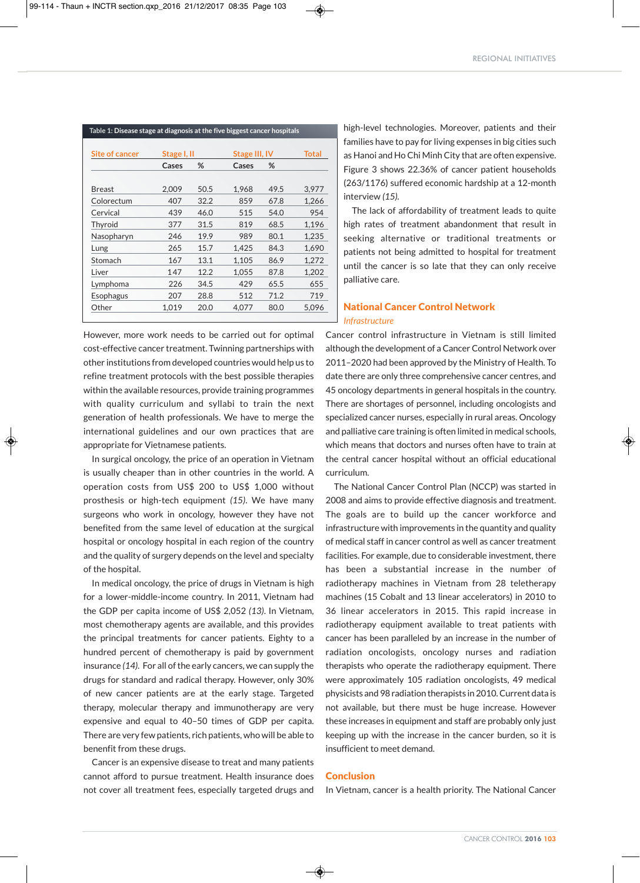Table 1: Disease stage at diagnosis at the five biggest cancer hospitals

| Site of cancer | Stage I, II | | Stage III, IV | | Total |
|---|---|---|---|---|---|
| | Cases | % | Cases | % | |
| Breast | 2,009 | 50.5 | 1,968 | 49.5 | 3,977 |
| Colorectum | 407 | 32.2 | 859 | 67.8 | 1,266 |
| Cervical | 439 | 46.0 | 515 | 54.0 | 954 |
| Thyroid | 377 | 31.5 | 819 | 68.5 | 1,196 |
| Nasopharyn | 246 | 19.9 | 989 | 80.1 | 1,235 |
| Lung | 265 | 15.7 | 1,425 | 84.3 | 1,690 |
| Stomach | 167 | 13.1 | 1,105 | 86.9 | 1,272 |
| Liver | 147 | 12.2 | 1,055 | 87.8 | 1,202 |
| Lymphoma | 226 | 34.5 | 429 | 65.5 | 655 |
| Esophagus | 207 | 28.8 | 512 | 71.2 | 719 |
| Other | 1,019 | 20.0 | 4,077 | 80.0 | 5,096 |

However, more work needs to be carried out for optimal cost-effective cancer treatment. Twinning partnerships with other institutions from developed countries would help us to refine treatment protocols with the best possible therapies within the available resources, provide training programmes with quality curriculum and syllabi to train the next generation of health professionals. We have to merge the international guidelines and our own practices that are appropriate for Vietnamese patients.

In surgical oncology, the price of an operation in Vietnam is usually cheaper than in other countries in the world. A operation costs from US$ 200 to US$ 1,000 without prosthesis or high-tech equipment *(15)*. We have many surgeons who work in oncology, however they have not benefited from the same level of education at the surgical hospital or oncology hospital in each region of the country and the quality of surgery depends on the level and specialty of the hospital.

In medical oncology, the price of drugs in Vietnam is high for a lower-middle-income country. In 2011, Vietnam had the GDP per capita income of US$ 2,052 *(13)*. In Vietnam, most chemotherapy agents are available, and this provides the principal treatments for cancer patients. Eighty to a hundred percent of chemotherapy is paid by government insurance *(14)*. For all of the early cancers, we can supply the drugs for standard and radical therapy. However, only 30% of new cancer patients are at the early stage. Targeted therapy, molecular therapy and immunotherapy are very expensive and equal to 40–50 times of GDP per capita. There are very few patients, rich patients, who will be able to benenfit from these drugs.

Cancer is an expensive disease to treat and many patients cannot afford to pursue treatment. Health insurance does not cover all treatment fees, especially targeted drugs and high-level technologies. Moreover, patients and their families have to pay for living expenses in big cities such as Hanoi and Ho Chi Minh City that are often expensive. Figure 3 shows 22.36% of cancer patient households (263/1176) suffered economic hardship at a 12-month interview *(15)*.

The lack of affordability of treatment leads to quite high rates of treatment abandonment that result in seeking alternative or traditional treatments or patients not being admitted to hospital for treatment until the cancer is so late that they can only receive palliative care.

## National Cancer Control Network

### *Infrastructure*

Cancer control infrastructure in Vietnam is still limited although the development of a Cancer Control Network over 2011–2020 had been approved by the Ministry of Health. To date there are only three comprehensive cancer centres, and 45 oncology departments in general hospitals in the country. There are shortages of personnel, including oncologists and specialized cancer nurses, especially in rural areas. Oncology and palliative care training is often limited in medical schools, which means that doctors and nurses often have to train at the central cancer hospital without an official educational curriculum.

The National Cancer Control Plan (NCCP) was started in 2008 and aims to provide effective diagnosis and treatment. The goals are to build up the cancer workforce and infrastructure with improvements in the quantity and quality of medical staff in cancer control as well as cancer treatment facilities. For example, due to considerable investment, there has been a substantial increase in the number of radiotherapy machines in Vietnam from 28 teletherapy machines (15 Cobalt and 13 linear accelerators) in 2010 to 36 linear accelerators in 2015. This rapid increase in radiotherapy equipment available to treat patients with cancer has been paralleled by an increase in the number of radiation oncologists, oncology nurses and radiation therapists who operate the radiotherapy equipment. There were approximately 105 radiation oncologists, 49 medical physicists and 98 radiation therapists in 2010. Current data is not available, but there must be huge increase. However these increases in equipment and staff are probably only just keeping up with the increase in the cancer burden, so it is insufficient to meet demand.

## Conclusion

In Vietnam, cancer is a health priority. The National Cancer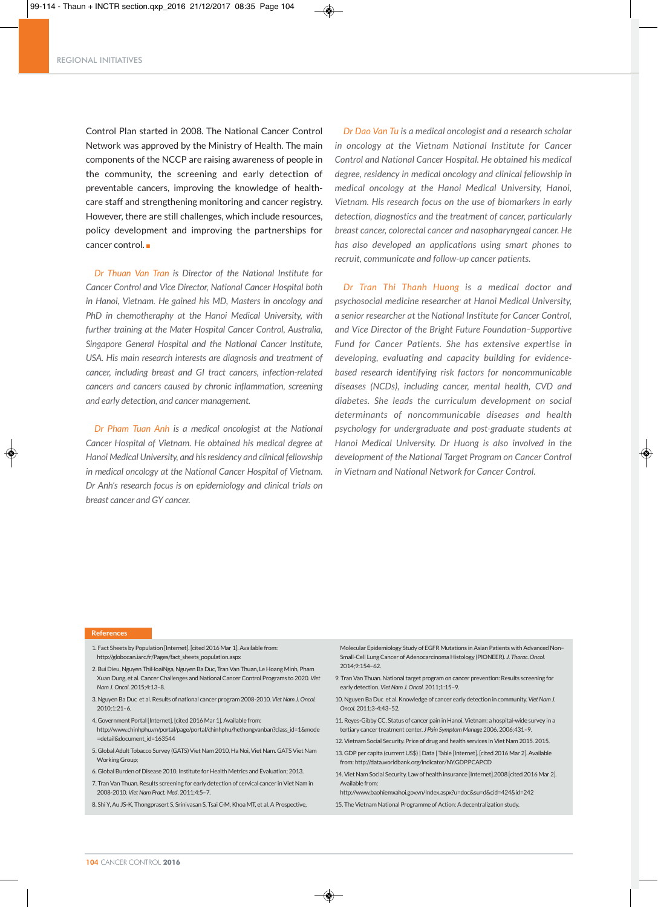Control Plan started in 2008. The National Cancer Control Network was approved by the Ministry of Health. The main components of the NCCP are raising awareness of people in the community, the screening and early detection of preventable cancers, improving the knowledge of health-care staff and strengthening monitoring and cancer registry. However, there are still challenges, which include resources, policy development and improving the partnerships for cancer control. ■

*Dr Thuan Van Tran is Director of the National Institute for Cancer Control and Vice Director, National Cancer Hospital both in Hanoi, Vietnam. He gained his MD, Masters in oncology and PhD in chemotheraphy at the Hanoi Medical University, with further training at the Mater Hospital Cancer Control, Australia, Singapore General Hospital and the National Cancer Institute, USA. His main research interests are diagnosis and treatment of cancer, including breast and GI tract cancers, infection-related cancers and cancers caused by chronic inflammation, screening and early detection, and cancer management.*

*Dr Pham Tuan Anh is a medical oncologist at the National Cancer Hospital of Vietnam. He obtained his medical degree at Hanoi Medical University, and his residency and clinical fellowship in medical oncology at the National Cancer Hospital of Vietnam. Dr Anh's research focus is on epidemiology and clinical trials on breast cancer and GY cancer.*

*Dr Dao Van Tu is a medical oncologist and a research scholar in oncology at the Vietnam National Institute for Cancer Control and National Cancer Hospital. He obtained his medical degree, residency and clinical fellowship in medical oncology at the Hanoi Medical University, Hanoi, Vietnam. His research focus on the use of biomarkers in early detection, diagnostics and the treatment of cancer, particularly breast cancer, colorectal cancer and nasopharyngeal cancer. He has also developed an applications using smart phones to recruit, communicate and follow-up cancer patients.*

*Dr Tran Thi Thanh Huong is a medical doctor and psychosocial medicine researcher at Hanoi Medical University, a senior researcher at the National Institute for Cancer Control, and Vice Director of the Bright Future Foundation–Supportive Fund for Cancer Patients. She has extensive expertise in developing, evaluating and capacity building for evidence-based research identifying risk factors for noncommunicable diseases (NCDs), including cancer, mental health, CVD and diabetes. She leads the curriculum development on social determinants of noncommunicable diseases and health psychology for undergraduate and post-graduate students at Hanoi Medical University. Dr Huong is also involved in the development of the National Target Program on Cancer Control in Vietnam and National Network for Cancer Control.*

## References

1. Fact Sheets by Population [Internet]. [cited 2016 Mar 1]. Available from: http://globocan.iarc.fr/Pages/fact_sheets_population.aspx
2. Bui Dieu, Nguyen ThịHoaiNga, Nguyen Ba Duc, Tran Van Thuan, Le Hoang Minh, Pham Xuan Dung, et al. Cancer Challenges and National Cancer Control Programs to 2020. *Viet Nam J. Oncol.* 2015;4:13–8.
3. Nguyen Ba Duc et al. Results of national cancer program 2008-2010. *Viet Nam J. Oncol.* 2010;1:21–6.
4. Government Portal [Internet]. [cited 2016 Mar 1]. Available from: http://www.chinhphu.vn/portal/page/portal/chinhphu/hethongvanban?class_id=1&mode=detail&document_id=163544
5. Global Adult Tobacco Survey (GATS) Viet Nam 2010, Ha Noi, Viet Nam. GATS Viet Nam Working Group;
6. Global Burden of Disease 2010. Institute for Health Metrics and Evaluation; 2013.
7. Tran Van Thuan. Results screening for early detection of cervical cancer in Viet Nam in 2008-2010. *Viet Nam Pract. Med.* 2011;4:5–7.
8. Shi Y, Au JS-K, Thongprasert S, Srinivasan S, Tsai C-M, Khoa MT, et al. A Prospective, Molecular Epidemiology Study of EGFR Mutations in Asian Patients with Advanced Non–Small-Cell Lung Cancer of Adenocarcinoma Histology (PIONEER). *J. Thorac. Oncol.* 2014;9:154–62.
9. Tran Van Thuan. National target program on cancer prevention: Results screening for early detection. *Viet Nam J. Oncol.* 2011;1:15–9.
10. Nguyen Ba Duc et al. Knowledge of cancer early detection in community. *Viet Nam J. Oncol.* 2011;3-4:43–52.
11. Reyes-Gibby CC. Status of cancer pain in Hanoi, Vietnam: a hospital-wide survey in a tertiary cancer treatment center. *J Pain Symptom Manage* 2006. 2006;431–9.
12. Vietnam Social Security. Price of drug and health services in Viet Nam 2015. 2015.
13. GDP per capita (current US$) | Data | Table [Internet]. [cited 2016 Mar 2]. Available from: http://data.worldbank.org/indicator/NY.GDP.PCAP.CD
14. Viet Nam Social Security. Law of health insurance [Internet].2008 [cited 2016 Mar 2]. Available from: http://www.baohiemxahoi.gov.vn/Index.aspx?u=doc&su=d&cid=424&id=242
15. The Vietnam National Programme of Action: A decentralization study.